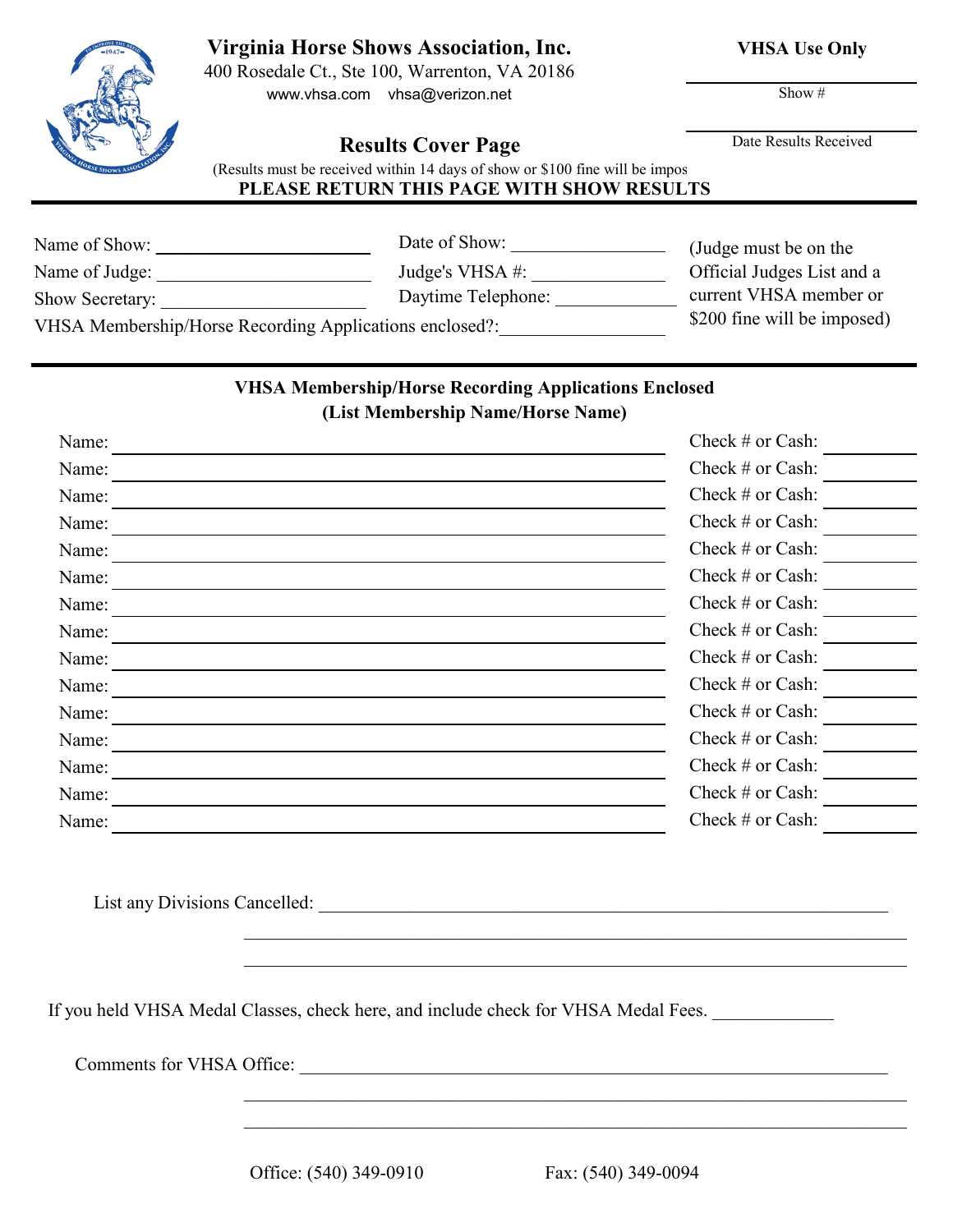# Virginia Horse Shows Association, Inc.

400 Rosedale Ct., Ste 100, Warrenton, VA 20186

www.vhsa.com vhsa@verizon.net

**VHSA Use Only**

Show # ____________________

Date Results Received ____________________

## Results Cover Page

(Results must be received within 14 days of show or $100 fine will be impos

**PLEASE RETURN THIS PAGE WITH SHOW RESULTS**

---

Name of Show: ____________________ Date of Show: ____________________

Name of Judge: ____________________ Judge's VHSA #: ____________________

Show Secretary: ____________________ Daytime Telephone: ____________________

VHSA Membership/Horse Recording Applications enclosed?: ____________________

(Judge must be on the Official Judges List and a current VHSA member or $200 fine will be imposed)

---

**VHSA Membership/Horse Recording Applications Enclosed**
**(List Membership Name/Horse Name)**

| Name: | Check # or Cash: |
|---|---|
| Name: | Check # or Cash: |
| Name: | Check # or Cash: |
| Name: | Check # or Cash: |
| Name: | Check # or Cash: |
| Name: | Check # or Cash: |
| Name: | Check # or Cash: |
| Name: | Check # or Cash: |
| Name: | Check # or Cash: |
| Name: | Check # or Cash: |
| Name: | Check # or Cash: |
| Name: | Check # or Cash: |
| Name: | Check # or Cash: |
| Name: | Check # or Cash: |
| Name: | Check # or Cash: |
| Name: | Check # or Cash: |

List any Divisions Cancelled: ____________________

If you held VHSA Medal Classes, check here, and include check for VHSA Medal Fees. ____________

Comments for VHSA Office: ____________________

Office: (540) 349-0910 Fax: (540) 349-0094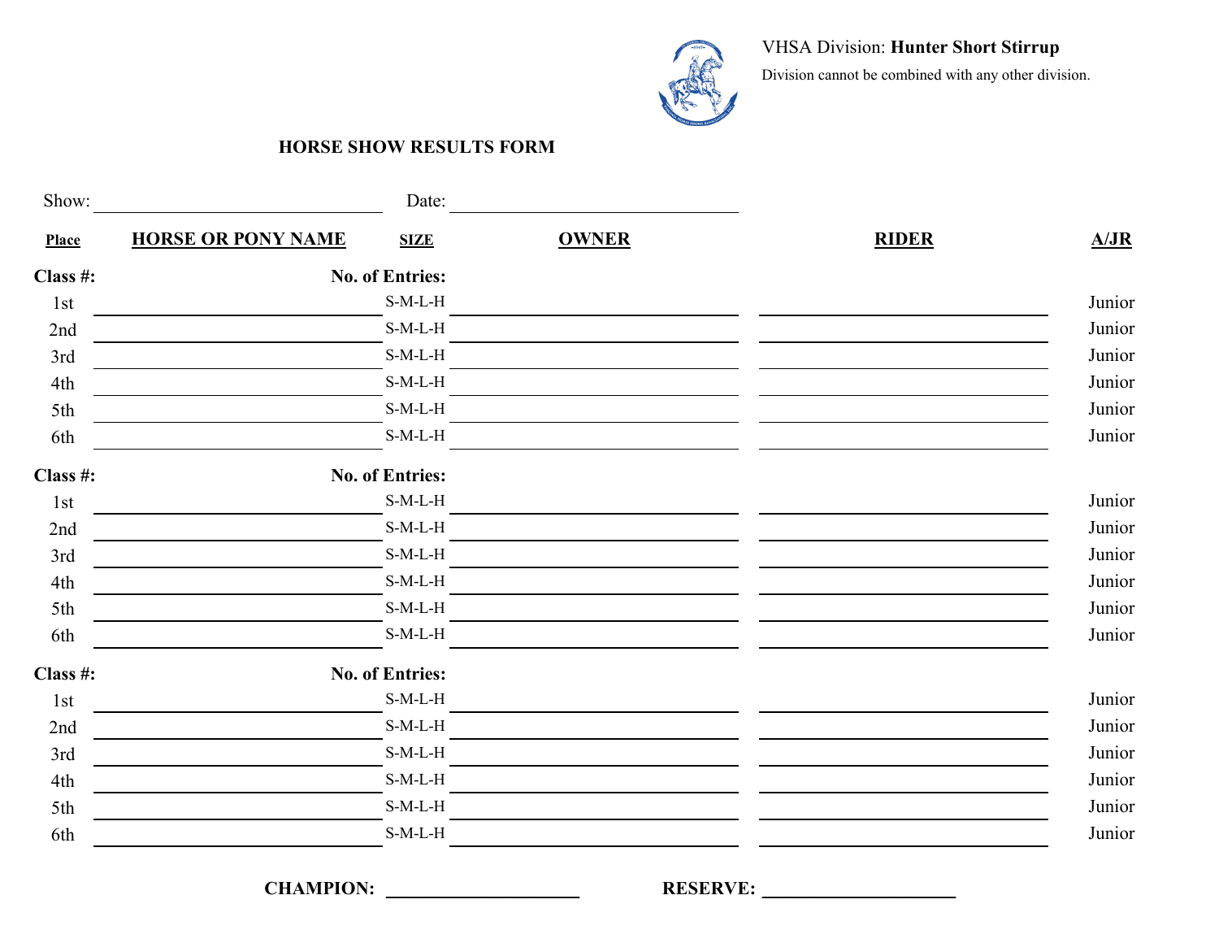VHSA Division: **Hunter Short Stirrup**

Division cannot be combined with any other division.

**HORSE SHOW RESULTS FORM**

Show: ____________________ Date: ____________________

| Place | HORSE OR PONY NAME | SIZE | OWNER | RIDER | A/JR |
|---|---|---|---|---|---|
| **Class #:** | | **No. of Entries:** | | | |
| 1st | | S-M-L-H | | | Junior |
| 2nd | | S-M-L-H | | | Junior |
| 3rd | | S-M-L-H | | | Junior |
| 4th | | S-M-L-H | | | Junior |
| 5th | | S-M-L-H | | | Junior |
| 6th | | S-M-L-H | | | Junior |
| **Class #:** | | **No. of Entries:** | | | |
| 1st | | S-M-L-H | | | Junior |
| 2nd | | S-M-L-H | | | Junior |
| 3rd | | S-M-L-H | | | Junior |
| 4th | | S-M-L-H | | | Junior |
| 5th | | S-M-L-H | | | Junior |
| 6th | | S-M-L-H | | | Junior |
| **Class #:** | | **No. of Entries:** | | | |
| 1st | | S-M-L-H | | | Junior |
| 2nd | | S-M-L-H | | | Junior |
| 3rd | | S-M-L-H | | | Junior |
| 4th | | S-M-L-H | | | Junior |
| 5th | | S-M-L-H | | | Junior |
| 6th | | S-M-L-H | | | Junior |

**CHAMPION:** ____________________ **RESERVE:** ____________________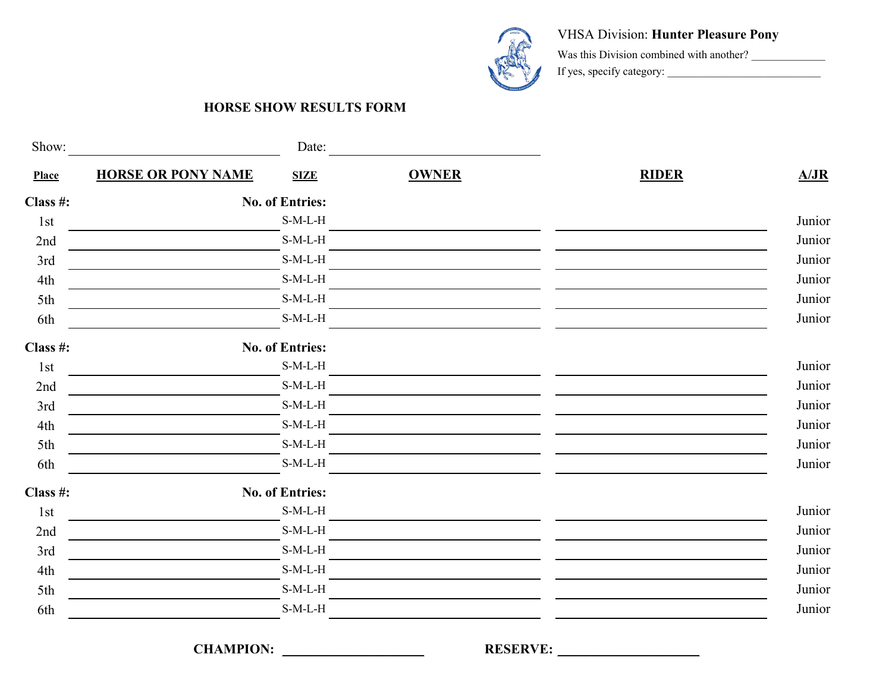VHSA Division: **Hunter Pleasure Pony**

Was this Division combined with another? _____________

If yes, specify category: ___________________________

**HORSE SHOW RESULTS FORM**

Show: ______________________________ Date: ______________________________

| Place | HORSE OR PONY NAME | SIZE | OWNER | RIDER | A/JR |
|---|---|---|---|---|---|
| **Class #:** | **No. of Entries:** | | | | |
| 1st | | S-M-L-H | | | Junior |
| 2nd | | S-M-L-H | | | Junior |
| 3rd | | S-M-L-H | | | Junior |
| 4th | | S-M-L-H | | | Junior |
| 5th | | S-M-L-H | | | Junior |
| 6th | | S-M-L-H | | | Junior |
| **Class #:** | **No. of Entries:** | | | | |
| 1st | | S-M-L-H | | | Junior |
| 2nd | | S-M-L-H | | | Junior |
| 3rd | | S-M-L-H | | | Junior |
| 4th | | S-M-L-H | | | Junior |
| 5th | | S-M-L-H | | | Junior |
| 6th | | S-M-L-H | | | Junior |
| **Class #:** | **No. of Entries:** | | | | |
| 1st | | S-M-L-H | | | Junior |
| 2nd | | S-M-L-H | | | Junior |
| 3rd | | S-M-L-H | | | Junior |
| 4th | | S-M-L-H | | | Junior |
| 5th | | S-M-L-H | | | Junior |
| 6th | | S-M-L-H | | | Junior |

**CHAMPION:** ____________________ **RESERVE:** ____________________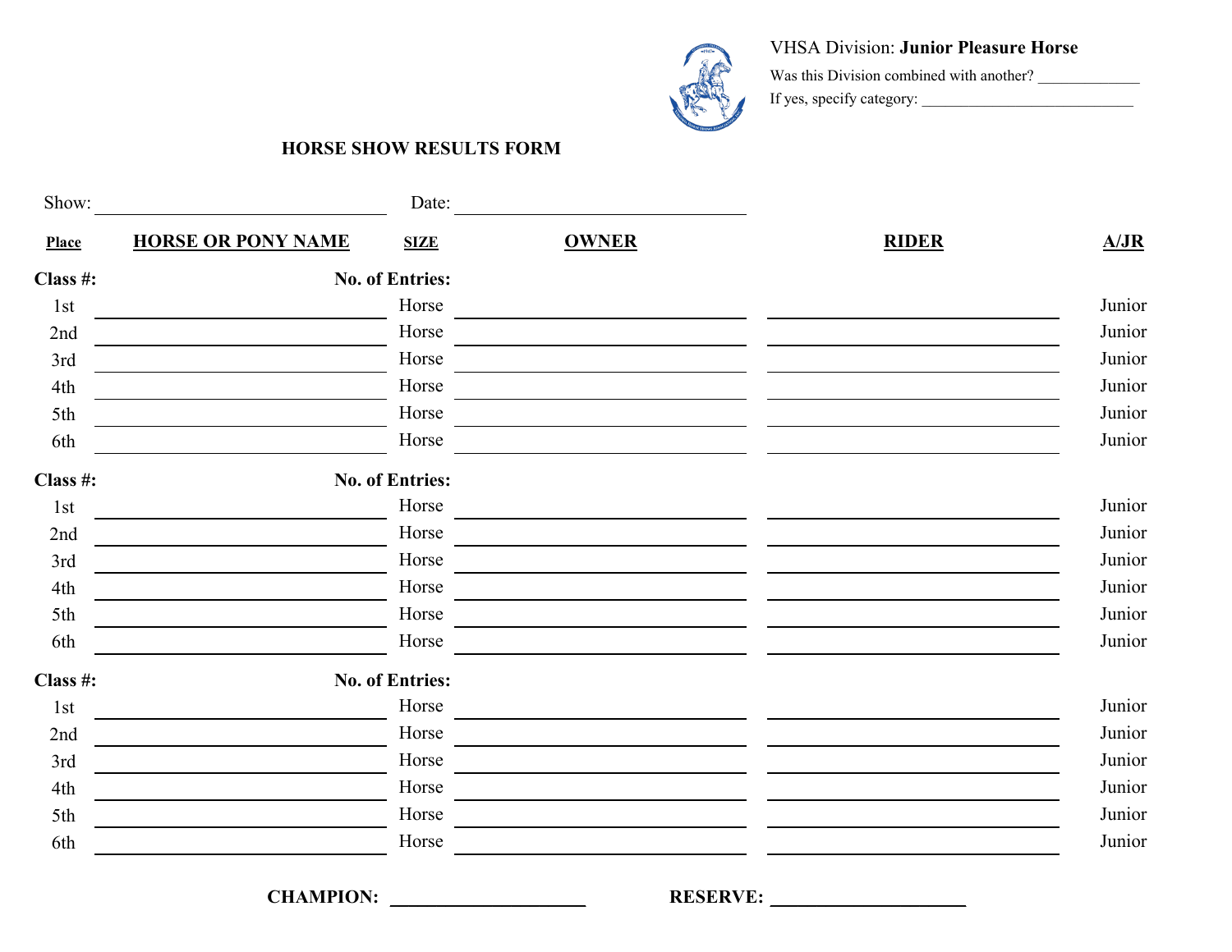VHSA Division: **Junior Pleasure Horse**

Was this Division combined with another? _____________

If yes, specify category: ___________________________

## HORSE SHOW RESULTS FORM

Show: ______________________________ Date: ______________________________

| Place | HORSE OR PONY NAME | SIZE | OWNER | RIDER | A/JR |
|---|---|---|---|---|---|
| **Class #:** | | **No. of Entries:** | | | |
| 1st | | Horse | | | Junior |
| 2nd | | Horse | | | Junior |
| 3rd | | Horse | | | Junior |
| 4th | | Horse | | | Junior |
| 5th | | Horse | | | Junior |
| 6th | | Horse | | | Junior |
| **Class #:** | | **No. of Entries:** | | | |
| 1st | | Horse | | | Junior |
| 2nd | | Horse | | | Junior |
| 3rd | | Horse | | | Junior |
| 4th | | Horse | | | Junior |
| 5th | | Horse | | | Junior |
| 6th | | Horse | | | Junior |
| **Class #:** | | **No. of Entries:** | | | |
| 1st | | Horse | | | Junior |
| 2nd | | Horse | | | Junior |
| 3rd | | Horse | | | Junior |
| 4th | | Horse | | | Junior |
| 5th | | Horse | | | Junior |
| 6th | | Horse | | | Junior |

**CHAMPION:** ____________________ **RESERVE:** ____________________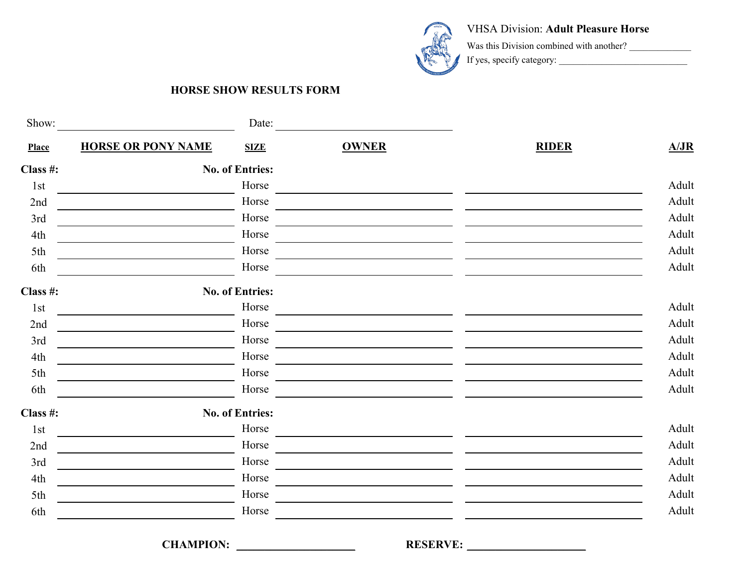VHSA Division: **Adult Pleasure Horse**

Was this Division combined with another? _____________

If yes, specify category: ___________________________

**HORSE SHOW RESULTS FORM**

Show: ______________________________ Date: ______________________________

| Place | HORSE OR PONY NAME | SIZE | OWNER | RIDER | A/JR |
|---|---|---|---|---|---|
| **Class #:** | **No. of Entries:** | | | | |
| 1st | | Horse | | | Adult |
| 2nd | | Horse | | | Adult |
| 3rd | | Horse | | | Adult |
| 4th | | Horse | | | Adult |
| 5th | | Horse | | | Adult |
| 6th | | Horse | | | Adult |
| **Class #:** | **No. of Entries:** | | | | |
| 1st | | Horse | | | Adult |
| 2nd | | Horse | | | Adult |
| 3rd | | Horse | | | Adult |
| 4th | | Horse | | | Adult |
| 5th | | Horse | | | Adult |
| 6th | | Horse | | | Adult |
| **Class #:** | **No. of Entries:** | | | | |
| 1st | | Horse | | | Adult |
| 2nd | | Horse | | | Adult |
| 3rd | | Horse | | | Adult |
| 4th | | Horse | | | Adult |
| 5th | | Horse | | | Adult |
| 6th | | Horse | | | Adult |

**CHAMPION:** ____________________ **RESERVE:** ____________________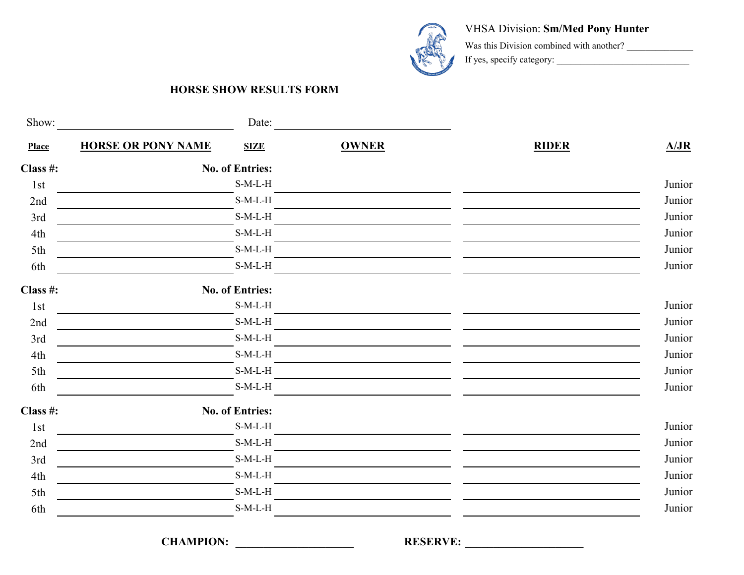VHSA Division: **Sm/Med Pony Hunter**

Was this Division combined with another? _____________

If yes, specify category: ___________________________

**HORSE SHOW RESULTS FORM**

Show: ______________________________ Date: ______________________________

| Place | HORSE OR PONY NAME | SIZE | OWNER | RIDER | A/JR |
|---|---|---|---|---|---|
| **Class #:** | **No. of Entries:** | | | | |
| 1st | | S-M-L-H | | | Junior |
| 2nd | | S-M-L-H | | | Junior |
| 3rd | | S-M-L-H | | | Junior |
| 4th | | S-M-L-H | | | Junior |
| 5th | | S-M-L-H | | | Junior |
| 6th | | S-M-L-H | | | Junior |
| **Class #:** | **No. of Entries:** | | | | |
| 1st | | S-M-L-H | | | Junior |
| 2nd | | S-M-L-H | | | Junior |
| 3rd | | S-M-L-H | | | Junior |
| 4th | | S-M-L-H | | | Junior |
| 5th | | S-M-L-H | | | Junior |
| 6th | | S-M-L-H | | | Junior |
| **Class #:** | **No. of Entries:** | | | | |
| 1st | | S-M-L-H | | | Junior |
| 2nd | | S-M-L-H | | | Junior |
| 3rd | | S-M-L-H | | | Junior |
| 4th | | S-M-L-H | | | Junior |
| 5th | | S-M-L-H | | | Junior |
| 6th | | S-M-L-H | | | Junior |

**CHAMPION:** ____________________ **RESERVE:** ____________________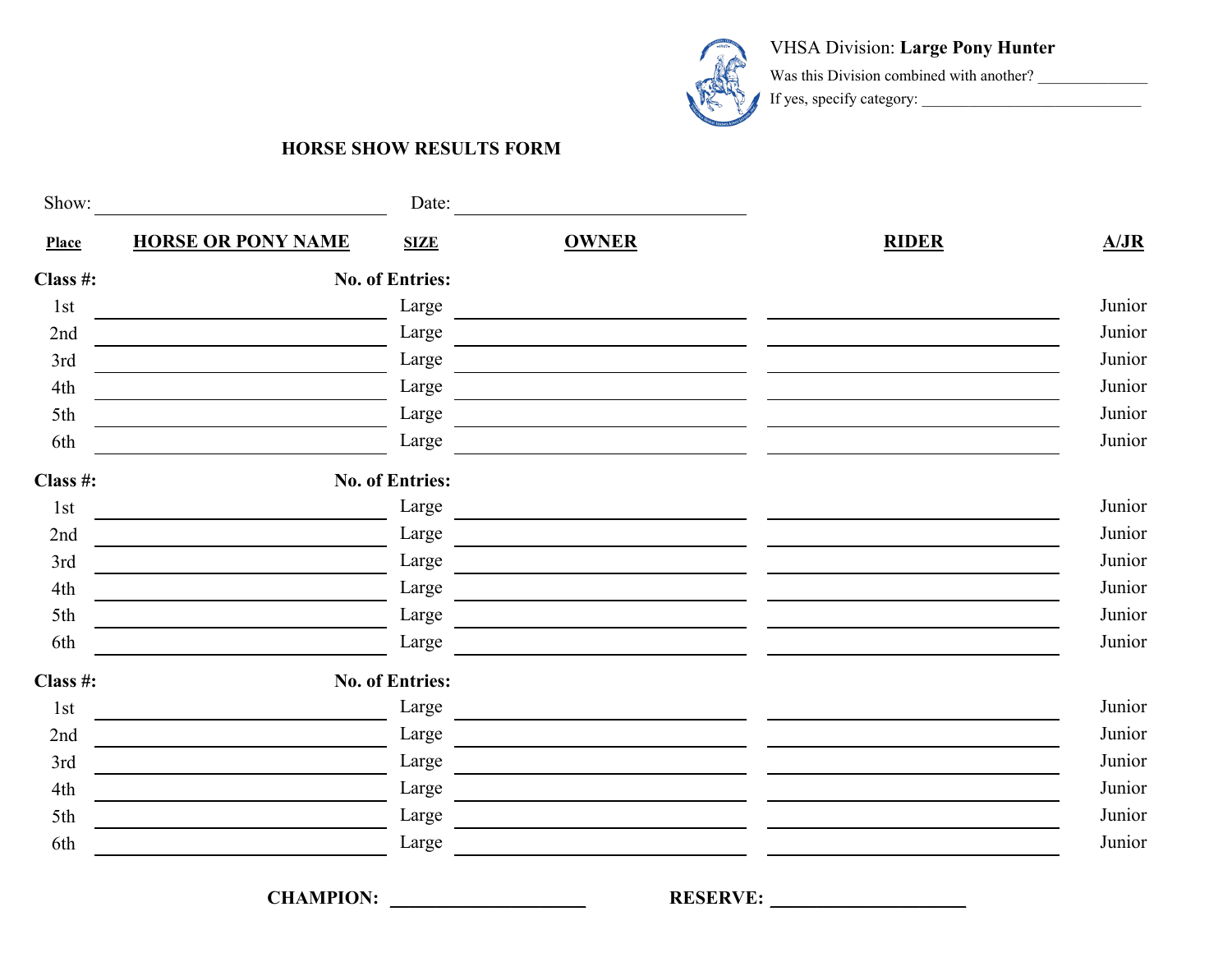VHSA Division: **Large Pony Hunter**

Was this Division combined with another? ______________

If yes, specify category: ____________________________

## HORSE SHOW RESULTS FORM

Show: ______________________________ Date: ______________________________

| Place | HORSE OR PONY NAME | SIZE | OWNER | RIDER | A/JR |
|---|---|---|---|---|---|
| **Class #:** | **No. of Entries:** | | | | |
| 1st | | Large | | | Junior |
| 2nd | | Large | | | Junior |
| 3rd | | Large | | | Junior |
| 4th | | Large | | | Junior |
| 5th | | Large | | | Junior |
| 6th | | Large | | | Junior |
| **Class #:** | **No. of Entries:** | | | | |
| 1st | | Large | | | Junior |
| 2nd | | Large | | | Junior |
| 3rd | | Large | | | Junior |
| 4th | | Large | | | Junior |
| 5th | | Large | | | Junior |
| 6th | | Large | | | Junior |
| **Class #:** | **No. of Entries:** | | | | |
| 1st | | Large | | | Junior |
| 2nd | | Large | | | Junior |
| 3rd | | Large | | | Junior |
| 4th | | Large | | | Junior |
| 5th | | Large | | | Junior |
| 6th | | Large | | | Junior |

**CHAMPION:** ____________________ **RESERVE:** ____________________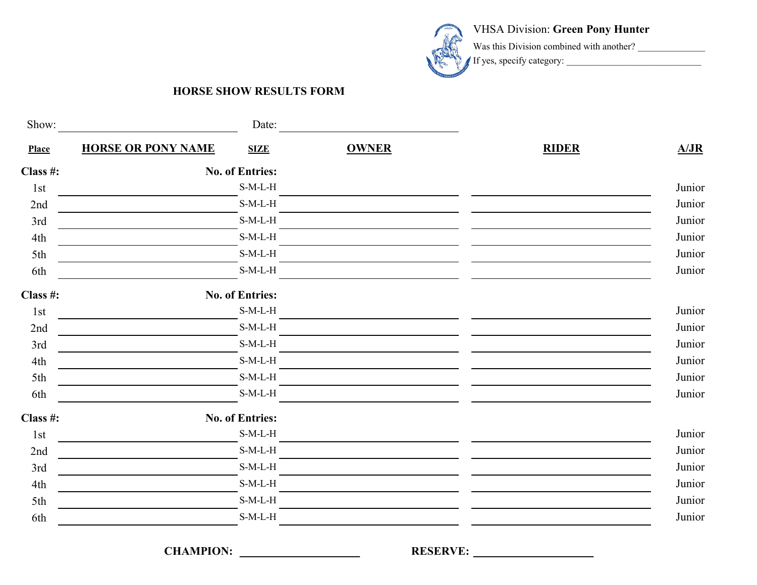VHSA Division: **Green Pony Hunter**

Was this Division combined with another? ______________

If yes, specify category: ____________________________

**HORSE SHOW RESULTS FORM**

Show: ______________________________ Date: ______________________________

| Place | HORSE OR PONY NAME | SIZE | OWNER | RIDER | A/JR |
|---|---|---|---|---|---|
| **Class #:** | **No. of Entries:** | | | | |
| 1st | | S-M-L-H | | | Junior |
| 2nd | | S-M-L-H | | | Junior |
| 3rd | | S-M-L-H | | | Junior |
| 4th | | S-M-L-H | | | Junior |
| 5th | | S-M-L-H | | | Junior |
| 6th | | S-M-L-H | | | Junior |
| **Class #:** | **No. of Entries:** | | | | |
| 1st | | S-M-L-H | | | Junior |
| 2nd | | S-M-L-H | | | Junior |
| 3rd | | S-M-L-H | | | Junior |
| 4th | | S-M-L-H | | | Junior |
| 5th | | S-M-L-H | | | Junior |
| 6th | | S-M-L-H | | | Junior |
| **Class #:** | **No. of Entries:** | | | | |
| 1st | | S-M-L-H | | | Junior |
| 2nd | | S-M-L-H | | | Junior |
| 3rd | | S-M-L-H | | | Junior |
| 4th | | S-M-L-H | | | Junior |
| 5th | | S-M-L-H | | | Junior |
| 6th | | S-M-L-H | | | Junior |

**CHAMPION:** ____________________ **RESERVE:** ____________________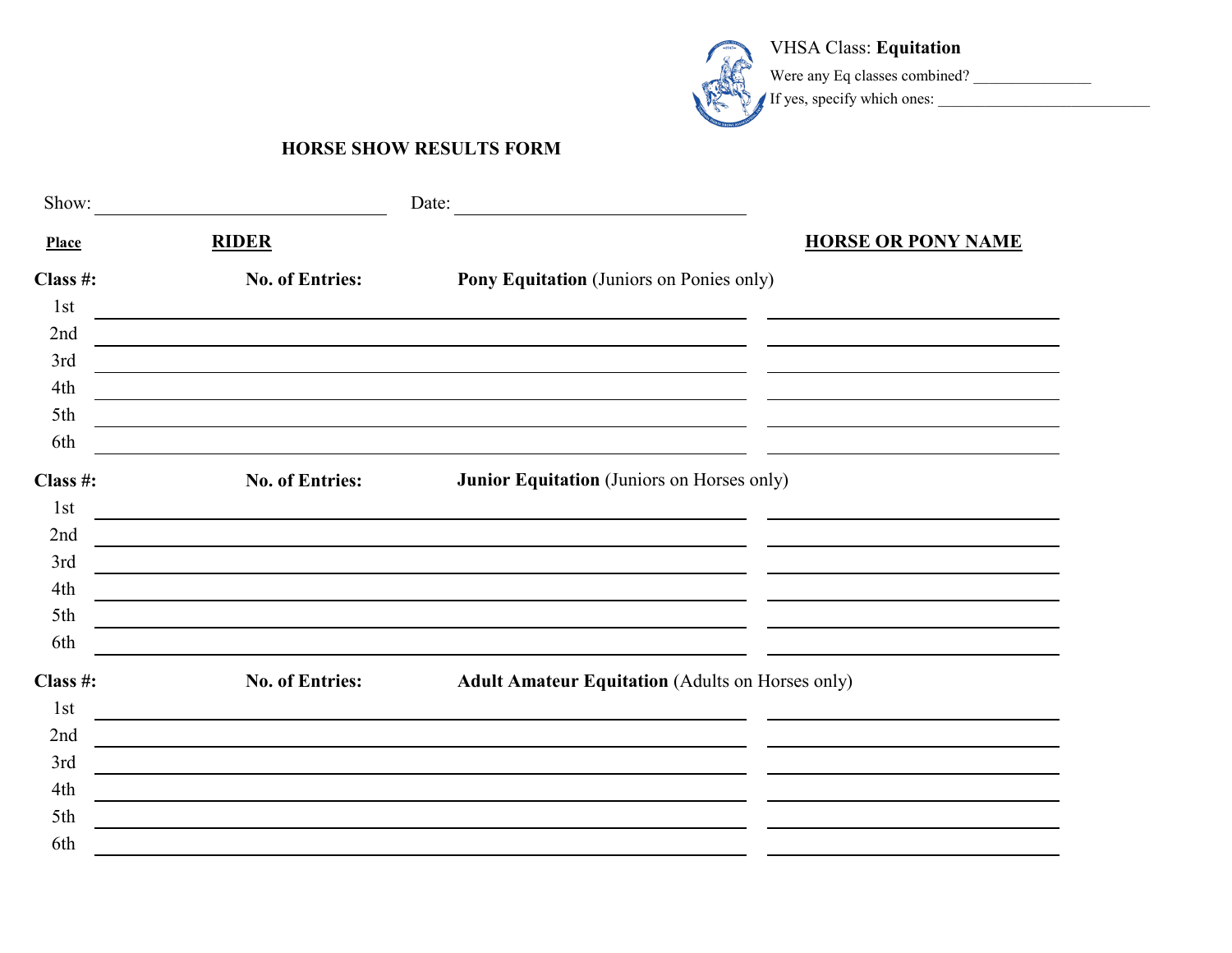VHSA Class: **Equitation**

Were any Eq classes combined? _______________

If yes, specify which ones: ___________________________

## HORSE SHOW RESULTS FORM

Show: ________________________ Date: ________________________

| Place | RIDER | HORSE OR PONY NAME |
|---|---|---|
| **Class #:** | **No. of Entries:** **Pony Equitation** (Juniors on Ponies only) | |
| 1st | | |
| 2nd | | |
| 3rd | | |
| 4th | | |
| 5th | | |
| 6th | | |
| **Class #:** | **No. of Entries:** **Junior Equitation** (Juniors on Horses only) | |
| 1st | | |
| 2nd | | |
| 3rd | | |
| 4th | | |
| 5th | | |
| 6th | | |
| **Class #:** | **No. of Entries:** **Adult Amateur Equitation** (Adults on Horses only) | |
| 1st | | |
| 2nd | | |
| 3rd | | |
| 4th | | |
| 5th | | |
| 6th | | |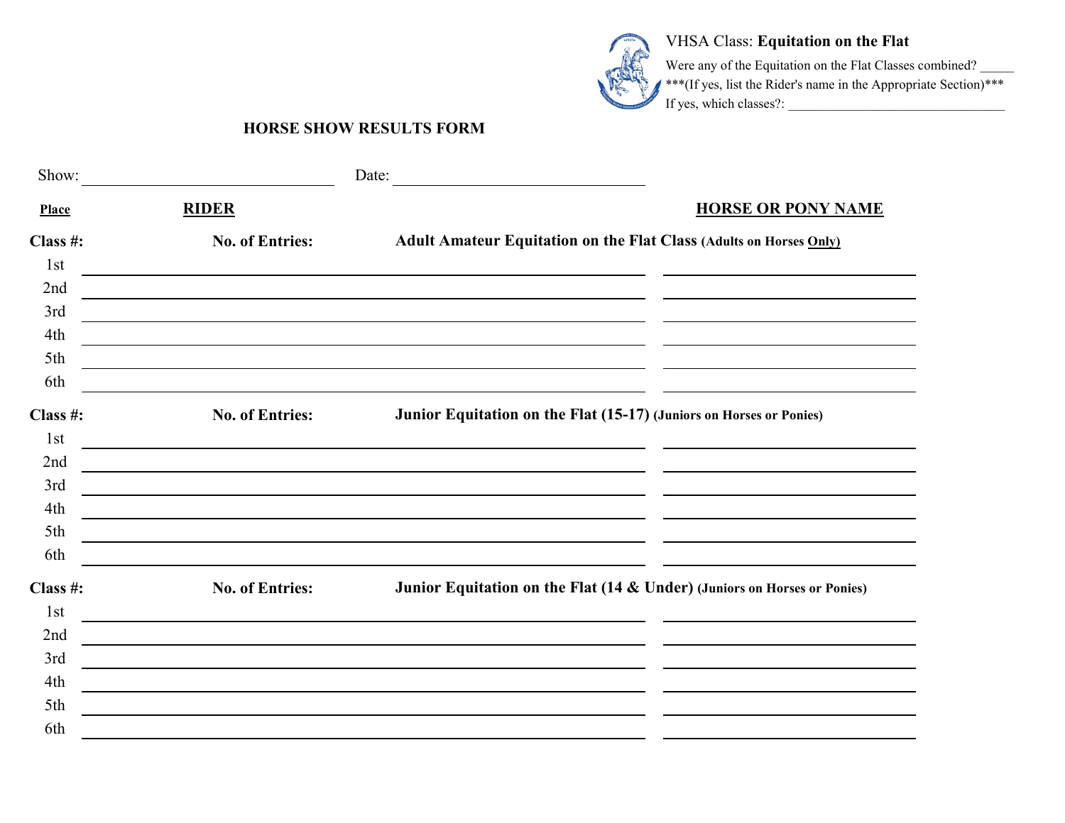VHSA Class: **Equitation on the Flat**

Were any of the Equitation on the Flat Classes combined? _____

***(If yes, list the Rider's name in the Appropriate Section)***

If yes, which classes?: ________________________________

**HORSE SHOW RESULTS FORM**

Show: ______________________________ Date: ______________________________

| **Place** | **RIDER** | **HORSE OR PONY NAME** |
|---|---|---|
| **Class #:** | **No. of Entries:** **Adult Amateur Equitation on the Flat Class (Adults on Horses Only)** | |
| 1st | | |
| 2nd | | |
| 3rd | | |
| 4th | | |
| 5th | | |
| 6th | | |
| **Class #:** | **No. of Entries:** **Junior Equitation on the Flat (15-17) (Juniors on Horses or Ponies)** | |
| 1st | | |
| 2nd | | |
| 3rd | | |
| 4th | | |
| 5th | | |
| 6th | | |
| **Class #:** | **No. of Entries:** **Junior Equitation on the Flat (14 & Under) (Juniors on Horses or Ponies)** | |
| 1st | | |
| 2nd | | |
| 3rd | | |
| 4th | | |
| 5th | | |
| 6th | | |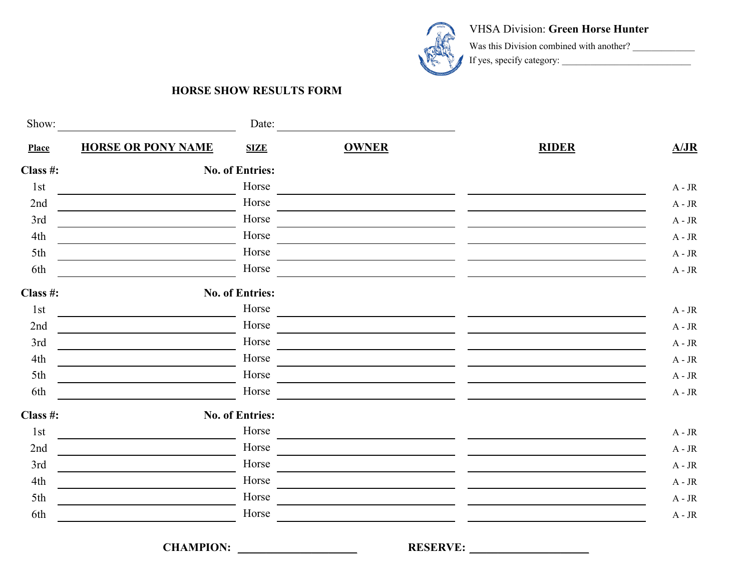VHSA Division: **Green Horse Hunter**

Was this Division combined with another? _____________

If yes, specify category: ___________________________

**HORSE SHOW RESULTS FORM**

Show: ______________________ Date: ______________________

| **Place** | **HORSE OR PONY NAME** | **SIZE** | **OWNER** | **RIDER** | **A/JR** |
|---|---|---|---|---|---|
| **Class #:** | **No. of Entries:** | | | | |
| 1st | | Horse | | | A - JR |
| 2nd | | Horse | | | A - JR |
| 3rd | | Horse | | | A - JR |
| 4th | | Horse | | | A - JR |
| 5th | | Horse | | | A - JR |
| 6th | | Horse | | | A - JR |
| **Class #:** | **No. of Entries:** | | | | |
| 1st | | Horse | | | A - JR |
| 2nd | | Horse | | | A - JR |
| 3rd | | Horse | | | A - JR |
| 4th | | Horse | | | A - JR |
| 5th | | Horse | | | A - JR |
| 6th | | Horse | | | A - JR |
| **Class #:** | **No. of Entries:** | | | | |
| 1st | | Horse | | | A - JR |
| 2nd | | Horse | | | A - JR |
| 3rd | | Horse | | | A - JR |
| 4th | | Horse | | | A - JR |
| 5th | | Horse | | | A - JR |
| 6th | | Horse | | | A - JR |

**CHAMPION:** ____________________ **RESERVE:** ____________________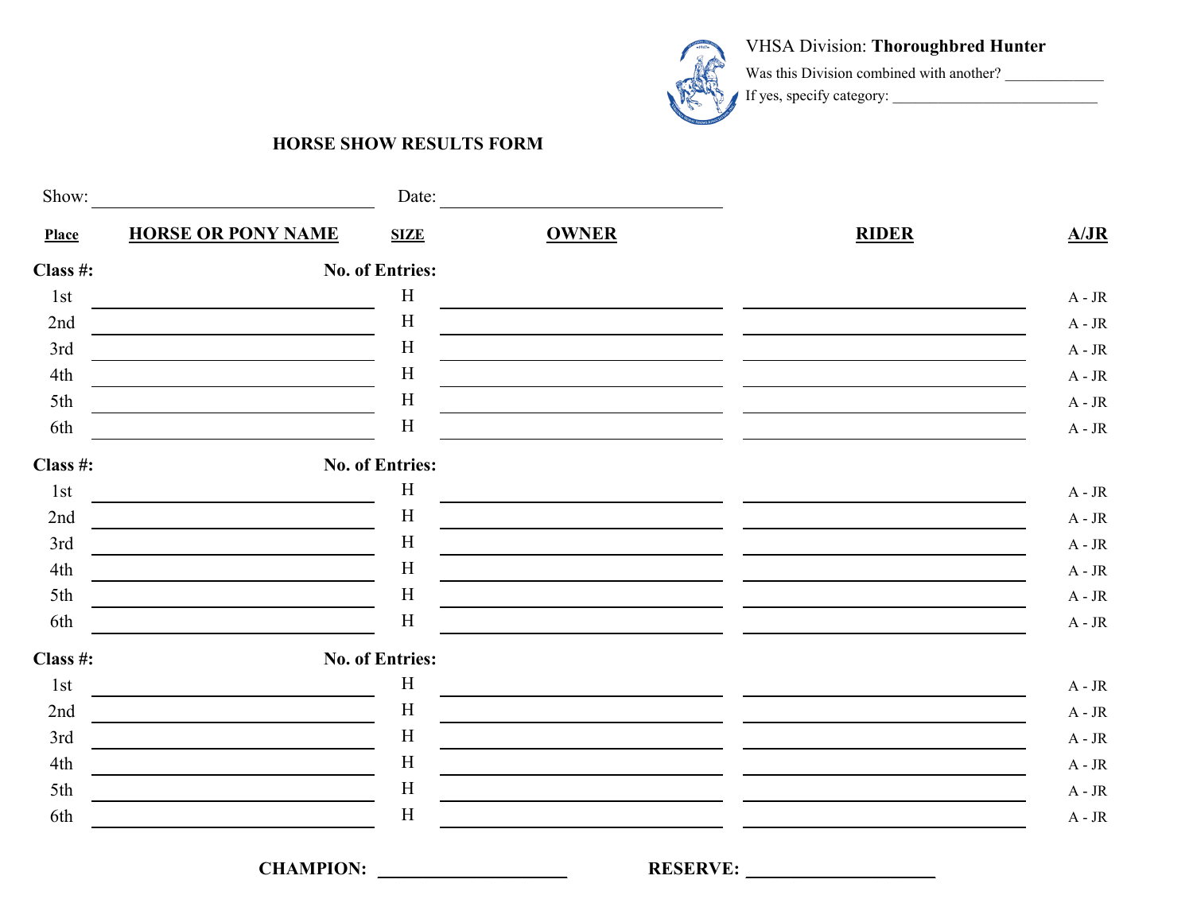VHSA Division: **Thoroughbred Hunter**

Was this Division combined with another? _____________

If yes, specify category: ___________________________

**HORSE SHOW RESULTS FORM**

Show: ______________________ Date: ______________________

| Place | HORSE OR PONY NAME | SIZE | OWNER | RIDER | A/JR |
|---|---|---|---|---|---|
| **Class #:** | | **No. of Entries:** | | | |
| 1st | | H | | | A - JR |
| 2nd | | H | | | A - JR |
| 3rd | | H | | | A - JR |
| 4th | | H | | | A - JR |
| 5th | | H | | | A - JR |
| 6th | | H | | | A - JR |
| **Class #:** | | **No. of Entries:** | | | |
| 1st | | H | | | A - JR |
| 2nd | | H | | | A - JR |
| 3rd | | H | | | A - JR |
| 4th | | H | | | A - JR |
| 5th | | H | | | A - JR |
| 6th | | H | | | A - JR |
| **Class #:** | | **No. of Entries:** | | | |
| 1st | | H | | | A - JR |
| 2nd | | H | | | A - JR |
| 3rd | | H | | | A - JR |
| 4th | | H | | | A - JR |
| 5th | | H | | | A - JR |
| 6th | | H | | | A - JR |

**CHAMPION:** ____________________ **RESERVE:** ____________________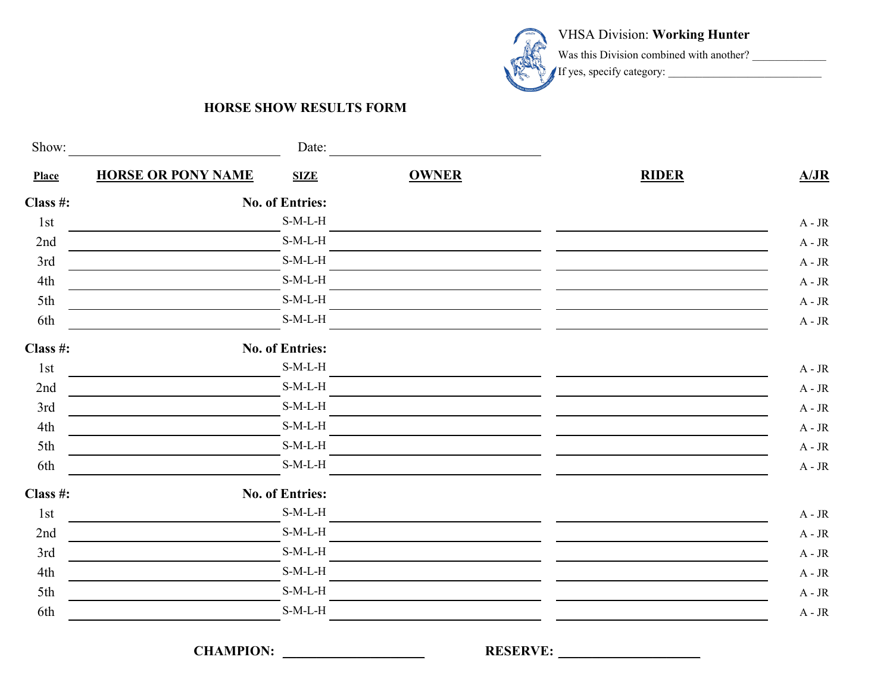VHSA Division: **Working Hunter**

Was this Division combined with another? _____________

If yes, specify category: ___________________________

**HORSE SHOW RESULTS FORM**

Show: ________________________ Date: ________________________

| Place | HORSE OR PONY NAME | SIZE | OWNER | RIDER | A/JR |
|---|---|---|---|---|---|
| **Class #:** | **No. of Entries:** | | | | |
| 1st | | S-M-L-H | | | A - JR |
| 2nd | | S-M-L-H | | | A - JR |
| 3rd | | S-M-L-H | | | A - JR |
| 4th | | S-M-L-H | | | A - JR |
| 5th | | S-M-L-H | | | A - JR |
| 6th | | S-M-L-H | | | A - JR |
| **Class #:** | **No. of Entries:** | | | | |
| 1st | | S-M-L-H | | | A - JR |
| 2nd | | S-M-L-H | | | A - JR |
| 3rd | | S-M-L-H | | | A - JR |
| 4th | | S-M-L-H | | | A - JR |
| 5th | | S-M-L-H | | | A - JR |
| 6th | | S-M-L-H | | | A - JR |
| **Class #:** | **No. of Entries:** | | | | |
| 1st | | S-M-L-H | | | A - JR |
| 2nd | | S-M-L-H | | | A - JR |
| 3rd | | S-M-L-H | | | A - JR |
| 4th | | S-M-L-H | | | A - JR |
| 5th | | S-M-L-H | | | A - JR |
| 6th | | S-M-L-H | | | A - JR |

**CHAMPION:** ____________________ **RESERVE:** ____________________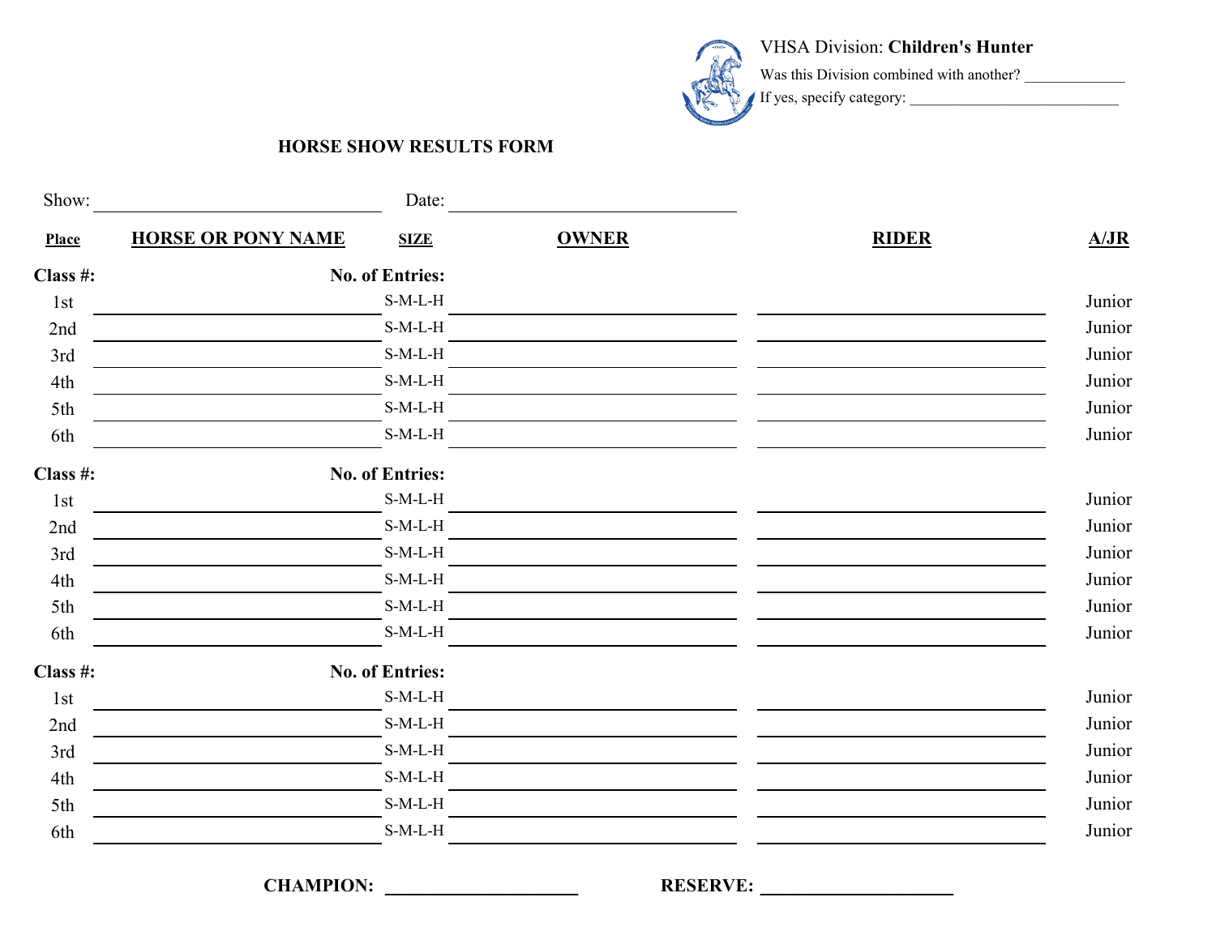VHSA Division: **Children's Hunter**

Was this Division combined with another? _____________

If yes, specify category: ___________________________

**HORSE SHOW RESULTS FORM**

Show: ______________________________ Date: ______________________________

| Place | HORSE OR PONY NAME | SIZE | OWNER | RIDER | A/JR |
|---|---|---|---|---|---|
| **Class #:** | **No. of Entries:** | | | | |
| 1st | | S-M-L-H | | | Junior |
| 2nd | | S-M-L-H | | | Junior |
| 3rd | | S-M-L-H | | | Junior |
| 4th | | S-M-L-H | | | Junior |
| 5th | | S-M-L-H | | | Junior |
| 6th | | S-M-L-H | | | Junior |
| **Class #:** | **No. of Entries:** | | | | |
| 1st | | S-M-L-H | | | Junior |
| 2nd | | S-M-L-H | | | Junior |
| 3rd | | S-M-L-H | | | Junior |
| 4th | | S-M-L-H | | | Junior |
| 5th | | S-M-L-H | | | Junior |
| 6th | | S-M-L-H | | | Junior |
| **Class #:** | **No. of Entries:** | | | | |
| 1st | | S-M-L-H | | | Junior |
| 2nd | | S-M-L-H | | | Junior |
| 3rd | | S-M-L-H | | | Junior |
| 4th | | S-M-L-H | | | Junior |
| 5th | | S-M-L-H | | | Junior |
| 6th | | S-M-L-H | | | Junior |

**CHAMPION:** ____________________ **RESERVE:** ____________________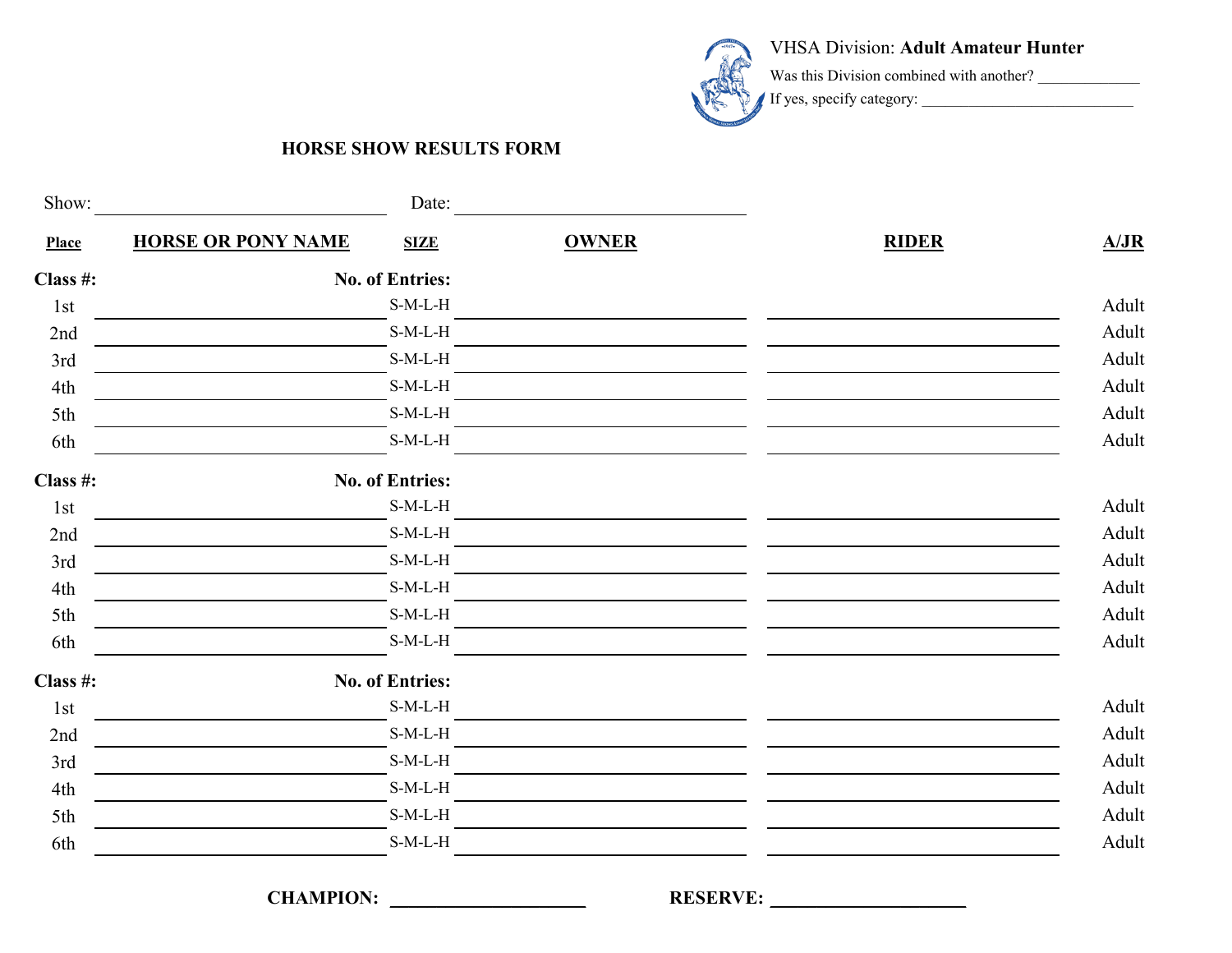VHSA Division: **Adult Amateur Hunter**

Was this Division combined with another? _____________

If yes, specify category: ___________________________

## HORSE SHOW RESULTS FORM

Show: ________________________ Date: ________________________

| Place | HORSE OR PONY NAME | SIZE | OWNER | RIDER | A/JR |
|---|---|---|---|---|---|
| **Class #:** | | **No. of Entries:** | | | |
| 1st | | S-M-L-H | | | Adult |
| 2nd | | S-M-L-H | | | Adult |
| 3rd | | S-M-L-H | | | Adult |
| 4th | | S-M-L-H | | | Adult |
| 5th | | S-M-L-H | | | Adult |
| 6th | | S-M-L-H | | | Adult |
| **Class #:** | | **No. of Entries:** | | | |
| 1st | | S-M-L-H | | | Adult |
| 2nd | | S-M-L-H | | | Adult |
| 3rd | | S-M-L-H | | | Adult |
| 4th | | S-M-L-H | | | Adult |
| 5th | | S-M-L-H | | | Adult |
| 6th | | S-M-L-H | | | Adult |
| **Class #:** | | **No. of Entries:** | | | |
| 1st | | S-M-L-H | | | Adult |
| 2nd | | S-M-L-H | | | Adult |
| 3rd | | S-M-L-H | | | Adult |
| 4th | | S-M-L-H | | | Adult |
| 5th | | S-M-L-H | | | Adult |
| 6th | | S-M-L-H | | | Adult |

**CHAMPION:** ____________________ **RESERVE:** ____________________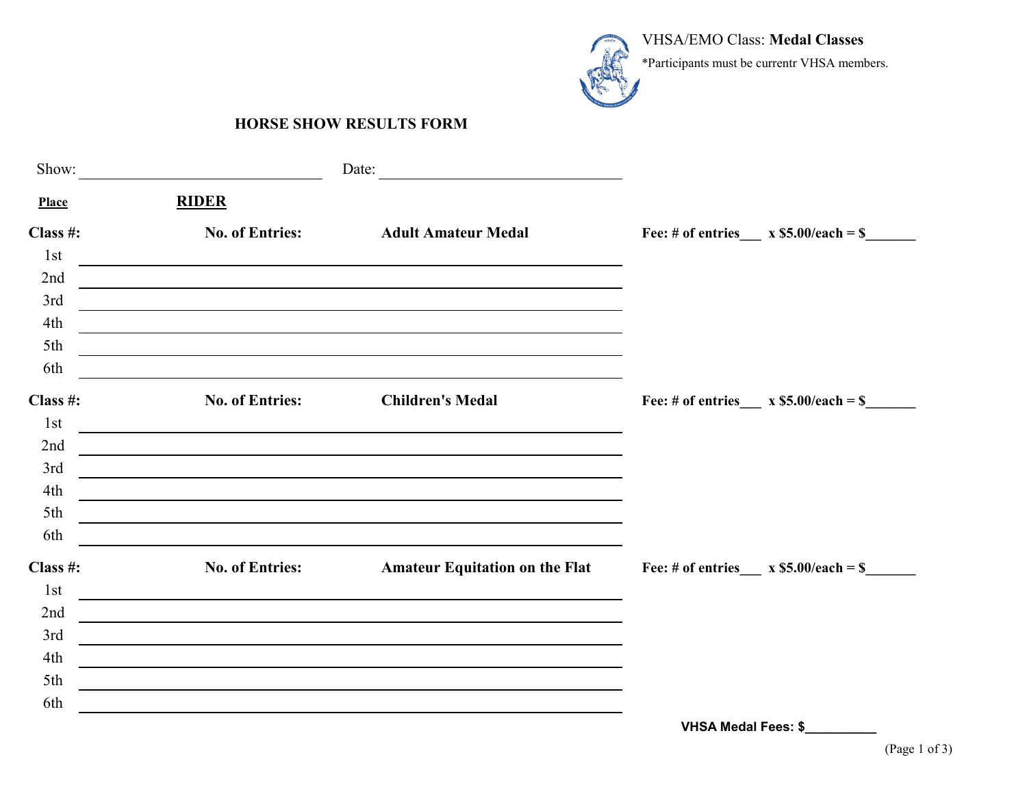VHSA/EMO Class: **Medal Classes**

*Participants must be currentr VHSA members.

## HORSE SHOW RESULTS FORM

Show: ______________________________ Date: ______________________________

**Place** **RIDER**

**Class #:** **No. of Entries:** **Adult Amateur Medal** **Fee: # of entries___ x $5.00/each = $_______**

1st ____________________________________________________________

2nd ____________________________________________________________

3rd ____________________________________________________________

4th ____________________________________________________________

5th ____________________________________________________________

6th ____________________________________________________________

**Class #:** **No. of Entries:** **Children's Medal** **Fee: # of entries___ x $5.00/each = $_______**

1st ____________________________________________________________

2nd ____________________________________________________________

3rd ____________________________________________________________

4th ____________________________________________________________

5th ____________________________________________________________

6th ____________________________________________________________

**Class #:** **No. of Entries:** **Amateur Equitation on the Flat** **Fee: # of entries___ x $5.00/each = $_______**

1st ____________________________________________________________

2nd ____________________________________________________________

3rd ____________________________________________________________

4th ____________________________________________________________

5th ____________________________________________________________

6th ____________________________________________________________

**VHSA Medal Fees: $__________**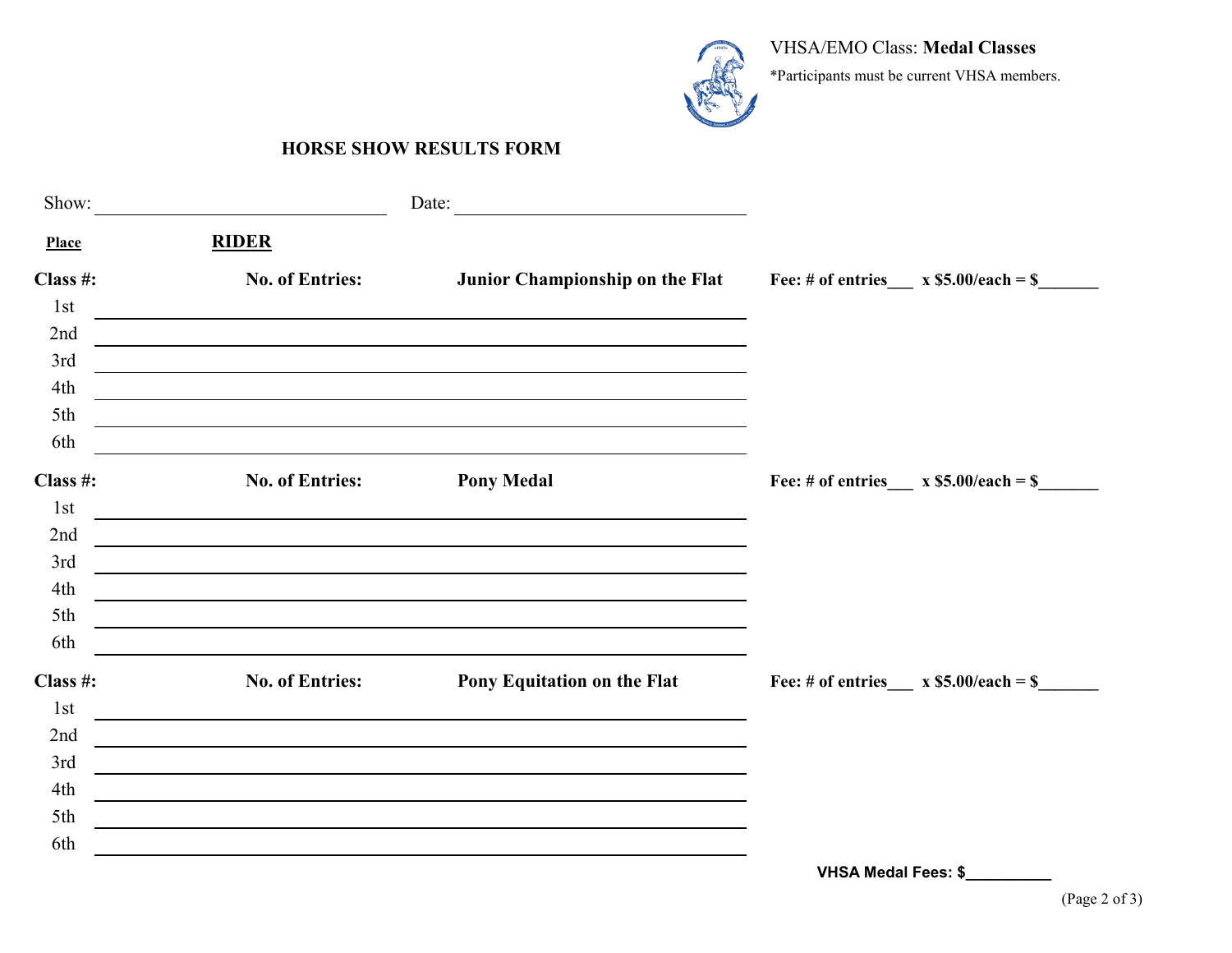VHSA/EMO Class: **Medal Classes**

*Participants must be current VHSA members.

## HORSE SHOW RESULTS FORM

Show: ______________________________ Date: ______________________________

**Place** **RIDER**

**Class #:** **No. of Entries:** **Junior Championship on the Flat** **Fee: # of entries___ x $5.00/each = $_______**

1st ____________________________________________

2nd ____________________________________________

3rd ____________________________________________

4th ____________________________________________

5th ____________________________________________

6th ____________________________________________

**Class #:** **No. of Entries:** **Pony Medal** **Fee: # of entries___ x $5.00/each = $_______**

1st ____________________________________________

2nd ____________________________________________

3rd ____________________________________________

4th ____________________________________________

5th ____________________________________________

6th ____________________________________________

**Class #:** **No. of Entries:** **Pony Equitation on the Flat** **Fee: # of entries___ x $5.00/each = $_______**

1st ____________________________________________

2nd ____________________________________________

3rd ____________________________________________

4th ____________________________________________

5th ____________________________________________

6th ____________________________________________

**VHSA Medal Fees: $__________**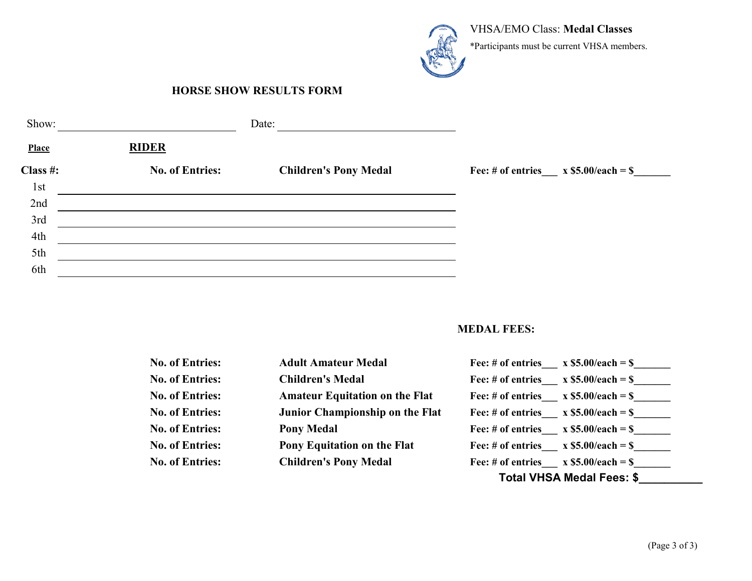VHSA/EMO Class: **Medal Classes**

*Participants must be current VHSA members.

## HORSE SHOW RESULTS FORM

Show: ______________________________ Date: ______________________________

**Place** **RIDER**

**Class #:** **No. of Entries:** **Children's Pony Medal** **Fee: # of entries___ x $5.00/each = $_______**

1st ____________________________________________

2nd ____________________________________________

3rd ____________________________________________

4th ____________________________________________

5th ____________________________________________

6th ____________________________________________

**MEDAL FEES:**

| | | |
|---|---|---|
| **No. of Entries:** | **Adult Amateur Medal** | **Fee: # of entries___ x $5.00/each = $_______** |
| **No. of Entries:** | **Children's Medal** | **Fee: # of entries___ x $5.00/each = $_______** |
| **No. of Entries:** | **Amateur Equitation on the Flat** | **Fee: # of entries___ x $5.00/each = $_______** |
| **No. of Entries:** | **Junior Championship on the Flat** | **Fee: # of entries___ x $5.00/each = $_______** |
| **No. of Entries:** | **Pony Medal** | **Fee: # of entries___ x $5.00/each = $_______** |
| **No. of Entries:** | **Pony Equitation on the Flat** | **Fee: # of entries___ x $5.00/each = $_______** |
| **No. of Entries:** | **Children's Pony Medal** | **Fee: # of entries___ x $5.00/each = $_______** |

**Total VHSA Medal Fees: $__________**